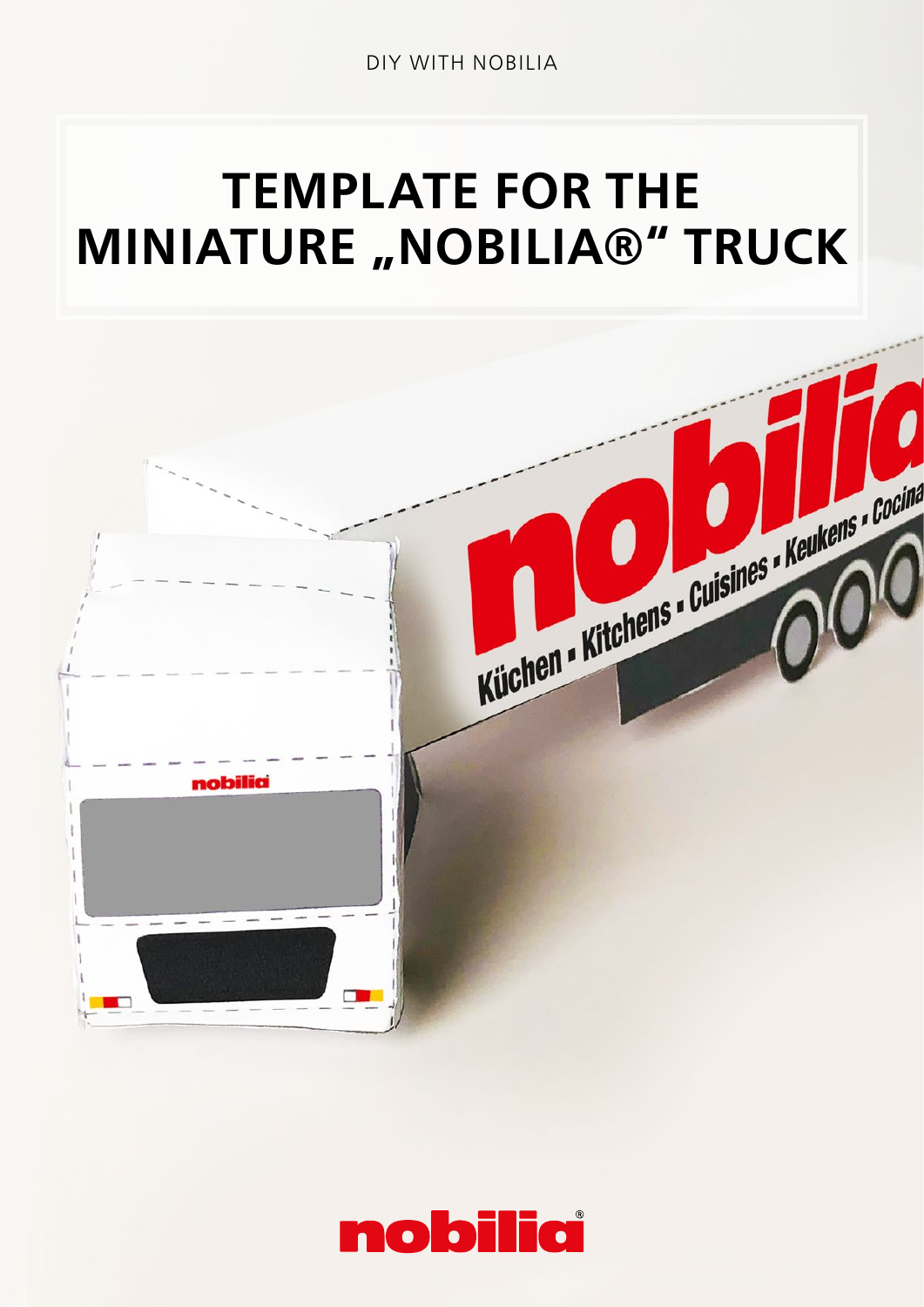DIY WITH NOBILIA

# TEMPLATE FOR THE MINIATURE „NOBILIA®" TRUCK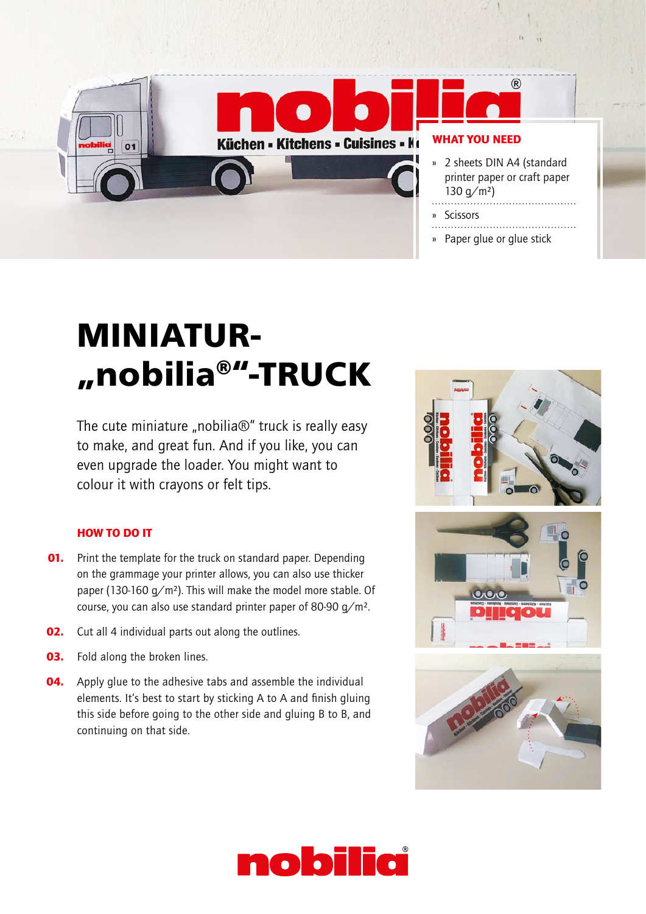### WHAT YOU NEED

- 2 sheets DIN A4 (standard printer paper or craft paper 130 g/m²)
- Scissors
- Paper glue or glue stick

# MINIATUR-„nobilia®"-TRUCK

The cute miniature „nobilia®" truck is really easy to make, and great fun. And if you like, you can even upgrade the loader. You might want to colour it with crayons or felt tips.

### HOW TO DO IT

**01.** Print the template for the truck on standard paper. Depending on the grammage your printer allows, you can also use thicker paper (130-160 g/m²). This will make the model more stable. Of course, you can also use standard printer paper of 80-90 g/m².

**02.** Cut all 4 individual parts out along the outlines.

**03.** Fold along the broken lines.

**04.** Apply glue to the adhesive tabs and assemble the individual elements. It's best to start by sticking A to A and finish gluing this side before going to the other side and gluing B to B, and continuing on that side.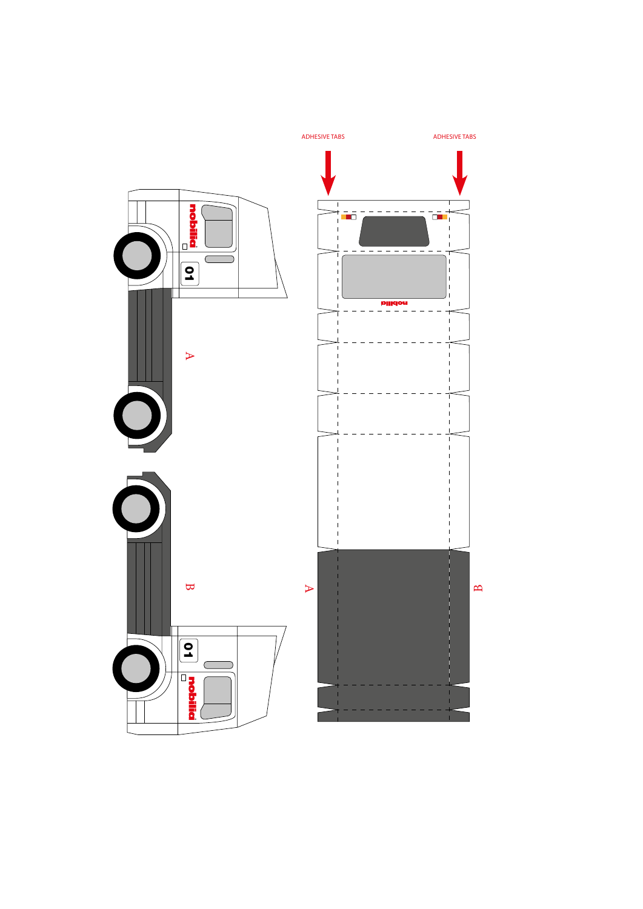ADHESIVE TABS

ADHESIVE TABS

nobilia

01

A

B

A

B

nobilia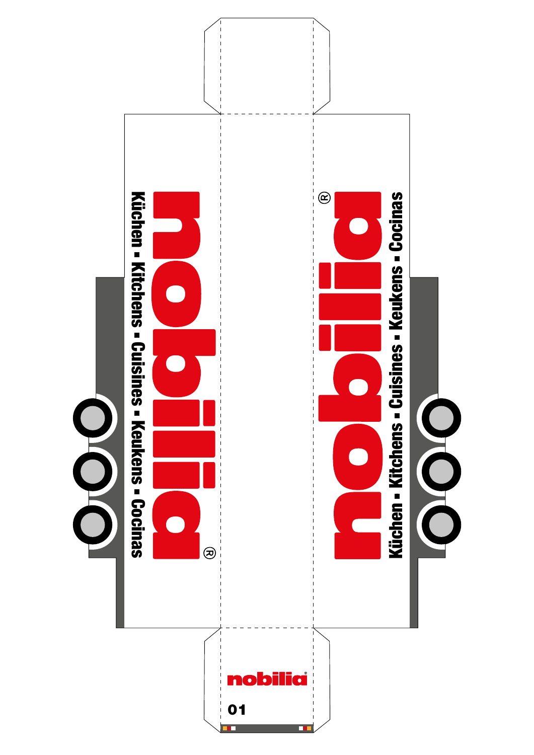nobilia®

Küchen ▪ Kitchens ▪ Cuisines ▪ Keukens ▪ Cocinas

nobilia®

Küchen ▪ Kitchens ▪ Cuisines ▪ Keukens ▪ Cocinas

nobilia®

01